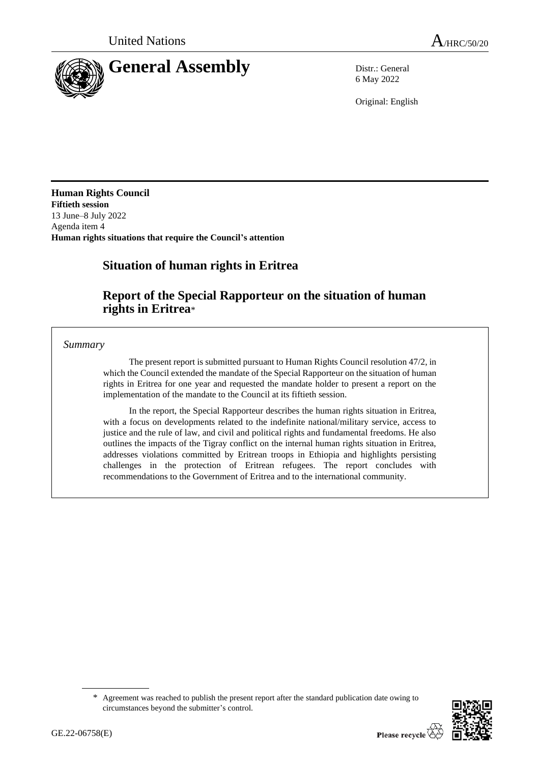United Nations A/HRC/50/20

# General Assembly

Distr.: General
6 May 2022

Original: English

**Human Rights Council**
**Fiftieth session**
13 June–8 July 2022
Agenda item 4
**Human rights situations that require the Council's attention**

## Situation of human rights in Eritrea

## Report of the Special Rapporteur on the situation of human rights in Eritrea*

*Summary*

The present report is submitted pursuant to Human Rights Council resolution 47/2, in which the Council extended the mandate of the Special Rapporteur on the situation of human rights in Eritrea for one year and requested the mandate holder to present a report on the implementation of the mandate to the Council at its fiftieth session.

In the report, the Special Rapporteur describes the human rights situation in Eritrea, with a focus on developments related to the indefinite national/military service, access to justice and the rule of law, and civil and political rights and fundamental freedoms. He also outlines the impacts of the Tigray conflict on the internal human rights situation in Eritrea, addresses violations committed by Eritrean troops in Ethiopia and highlights persisting challenges in the protection of Eritrean refugees. The report concludes with recommendations to the Government of Eritrea and to the international community.

\* Agreement was reached to publish the present report after the standard publication date owing to circumstances beyond the submitter's control.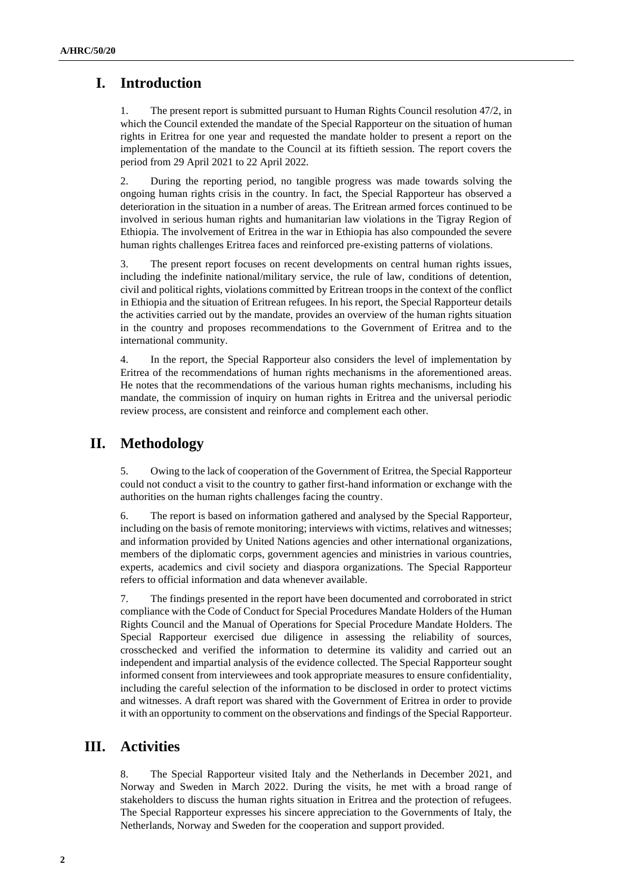# I. Introduction

1. The present report is submitted pursuant to Human Rights Council resolution 47/2, in which the Council extended the mandate of the Special Rapporteur on the situation of human rights in Eritrea for one year and requested the mandate holder to present a report on the implementation of the mandate to the Council at its fiftieth session. The report covers the period from 29 April 2021 to 22 April 2022.

2. During the reporting period, no tangible progress was made towards solving the ongoing human rights crisis in the country. In fact, the Special Rapporteur has observed a deterioration in the situation in a number of areas. The Eritrean armed forces continued to be involved in serious human rights and humanitarian law violations in the Tigray Region of Ethiopia. The involvement of Eritrea in the war in Ethiopia has also compounded the severe human rights challenges Eritrea faces and reinforced pre-existing patterns of violations.

3. The present report focuses on recent developments on central human rights issues, including the indefinite national/military service, the rule of law, conditions of detention, civil and political rights, violations committed by Eritrean troops in the context of the conflict in Ethiopia and the situation of Eritrean refugees. In his report, the Special Rapporteur details the activities carried out by the mandate, provides an overview of the human rights situation in the country and proposes recommendations to the Government of Eritrea and to the international community.

4. In the report, the Special Rapporteur also considers the level of implementation by Eritrea of the recommendations of human rights mechanisms in the aforementioned areas. He notes that the recommendations of the various human rights mechanisms, including his mandate, the commission of inquiry on human rights in Eritrea and the universal periodic review process, are consistent and reinforce and complement each other.

# II. Methodology

5. Owing to the lack of cooperation of the Government of Eritrea, the Special Rapporteur could not conduct a visit to the country to gather first-hand information or exchange with the authorities on the human rights challenges facing the country.

6. The report is based on information gathered and analysed by the Special Rapporteur, including on the basis of remote monitoring; interviews with victims, relatives and witnesses; and information provided by United Nations agencies and other international organizations, members of the diplomatic corps, government agencies and ministries in various countries, experts, academics and civil society and diaspora organizations. The Special Rapporteur refers to official information and data whenever available.

7. The findings presented in the report have been documented and corroborated in strict compliance with the Code of Conduct for Special Procedures Mandate Holders of the Human Rights Council and the Manual of Operations for Special Procedure Mandate Holders. The Special Rapporteur exercised due diligence in assessing the reliability of sources, crosschecked and verified the information to determine its validity and carried out an independent and impartial analysis of the evidence collected. The Special Rapporteur sought informed consent from interviewees and took appropriate measures to ensure confidentiality, including the careful selection of the information to be disclosed in order to protect victims and witnesses. A draft report was shared with the Government of Eritrea in order to provide it with an opportunity to comment on the observations and findings of the Special Rapporteur.

# III. Activities

8. The Special Rapporteur visited Italy and the Netherlands in December 2021, and Norway and Sweden in March 2022. During the visits, he met with a broad range of stakeholders to discuss the human rights situation in Eritrea and the protection of refugees. The Special Rapporteur expresses his sincere appreciation to the Governments of Italy, the Netherlands, Norway and Sweden for the cooperation and support provided.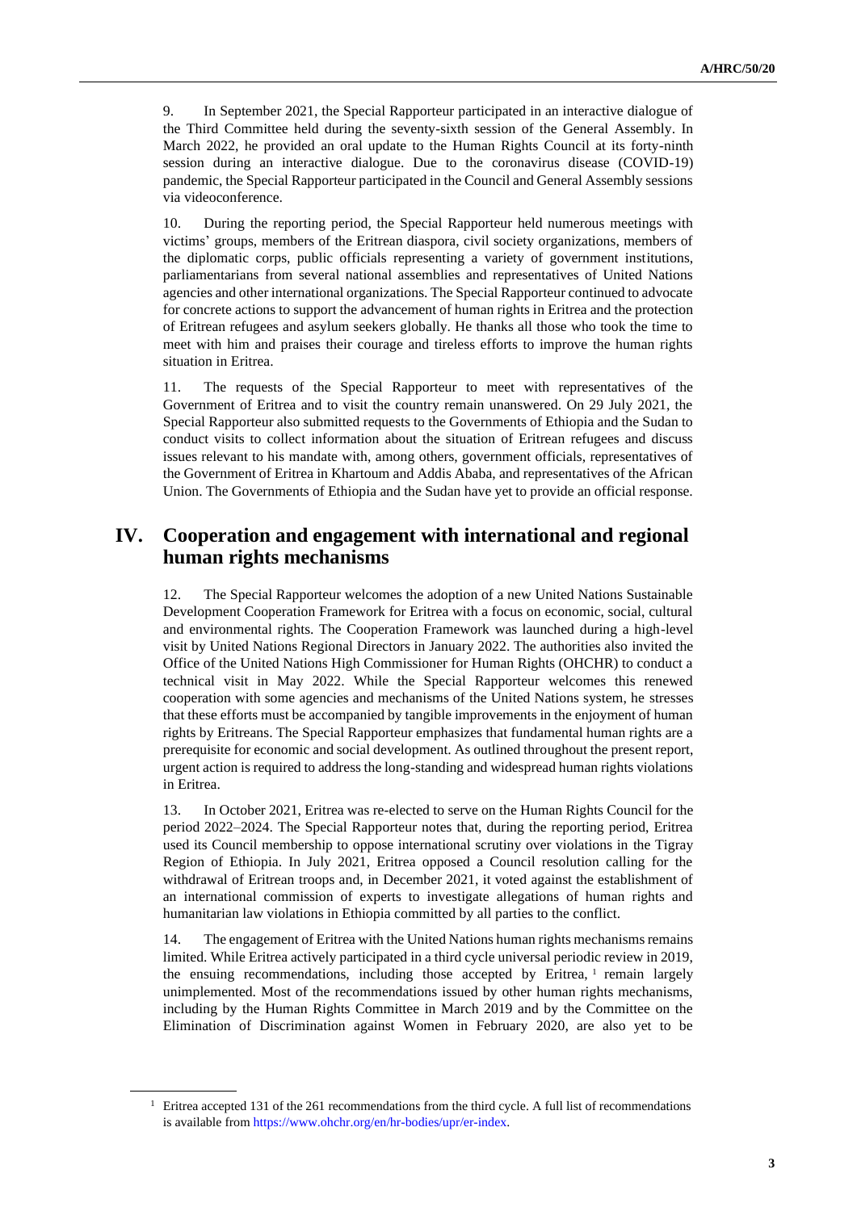9. In September 2021, the Special Rapporteur participated in an interactive dialogue of the Third Committee held during the seventy-sixth session of the General Assembly. In March 2022, he provided an oral update to the Human Rights Council at its forty-ninth session during an interactive dialogue. Due to the coronavirus disease (COVID-19) pandemic, the Special Rapporteur participated in the Council and General Assembly sessions via videoconference.

10. During the reporting period, the Special Rapporteur held numerous meetings with victims' groups, members of the Eritrean diaspora, civil society organizations, members of the diplomatic corps, public officials representing a variety of government institutions, parliamentarians from several national assemblies and representatives of United Nations agencies and other international organizations. The Special Rapporteur continued to advocate for concrete actions to support the advancement of human rights in Eritrea and the protection of Eritrean refugees and asylum seekers globally. He thanks all those who took the time to meet with him and praises their courage and tireless efforts to improve the human rights situation in Eritrea.

11. The requests of the Special Rapporteur to meet with representatives of the Government of Eritrea and to visit the country remain unanswered. On 29 July 2021, the Special Rapporteur also submitted requests to the Governments of Ethiopia and the Sudan to conduct visits to collect information about the situation of Eritrean refugees and discuss issues relevant to his mandate with, among others, government officials, representatives of the Government of Eritrea in Khartoum and Addis Ababa, and representatives of the African Union. The Governments of Ethiopia and the Sudan have yet to provide an official response.

## IV. Cooperation and engagement with international and regional human rights mechanisms

12. The Special Rapporteur welcomes the adoption of a new United Nations Sustainable Development Cooperation Framework for Eritrea with a focus on economic, social, cultural and environmental rights. The Cooperation Framework was launched during a high-level visit by United Nations Regional Directors in January 2022. The authorities also invited the Office of the United Nations High Commissioner for Human Rights (OHCHR) to conduct a technical visit in May 2022. While the Special Rapporteur welcomes this renewed cooperation with some agencies and mechanisms of the United Nations system, he stresses that these efforts must be accompanied by tangible improvements in the enjoyment of human rights by Eritreans. The Special Rapporteur emphasizes that fundamental human rights are a prerequisite for economic and social development. As outlined throughout the present report, urgent action is required to address the long-standing and widespread human rights violations in Eritrea.

13. In October 2021, Eritrea was re-elected to serve on the Human Rights Council for the period 2022–2024. The Special Rapporteur notes that, during the reporting period, Eritrea used its Council membership to oppose international scrutiny over violations in the Tigray Region of Ethiopia. In July 2021, Eritrea opposed a Council resolution calling for the withdrawal of Eritrean troops and, in December 2021, it voted against the establishment of an international commission of experts to investigate allegations of human rights and humanitarian law violations in Ethiopia committed by all parties to the conflict.

14. The engagement of Eritrea with the United Nations human rights mechanisms remains limited. While Eritrea actively participated in a third cycle universal periodic review in 2019, the ensuing recommendations, including those accepted by Eritrea,[1] remain largely unimplemented. Most of the recommendations issued by other human rights mechanisms, including by the Human Rights Committee in March 2019 and by the Committee on the Elimination of Discrimination against Women in February 2020, are also yet to be

[1] Eritrea accepted 131 of the 261 recommendations from the third cycle. A full list of recommendations is available from https://www.ohchr.org/en/hr-bodies/upr/er-index.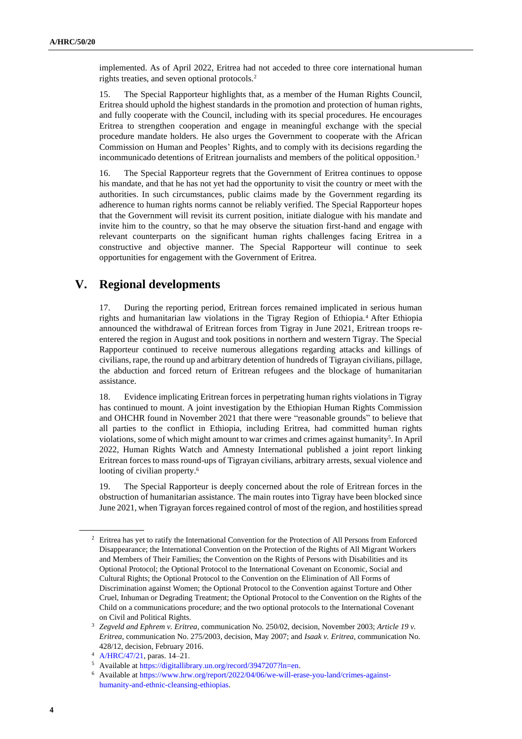implemented. As of April 2022, Eritrea had not acceded to three core international human rights treaties, and seven optional protocols.[2]

15. The Special Rapporteur highlights that, as a member of the Human Rights Council, Eritrea should uphold the highest standards in the promotion and protection of human rights, and fully cooperate with the Council, including with its special procedures. He encourages Eritrea to strengthen cooperation and engage in meaningful exchange with the special procedure mandate holders. He also urges the Government to cooperate with the African Commission on Human and Peoples' Rights, and to comply with its decisions regarding the incommunicado detentions of Eritrean journalists and members of the political opposition.[3]

16. The Special Rapporteur regrets that the Government of Eritrea continues to oppose his mandate, and that he has not yet had the opportunity to visit the country or meet with the authorities. In such circumstances, public claims made by the Government regarding its adherence to human rights norms cannot be reliably verified. The Special Rapporteur hopes that the Government will revisit its current position, initiate dialogue with his mandate and invite him to the country, so that he may observe the situation first-hand and engage with relevant counterparts on the significant human rights challenges facing Eritrea in a constructive and objective manner. The Special Rapporteur will continue to seek opportunities for engagement with the Government of Eritrea.

## V. Regional developments

17. During the reporting period, Eritrean forces remained implicated in serious human rights and humanitarian law violations in the Tigray Region of Ethiopia.[4] After Ethiopia announced the withdrawal of Eritrean forces from Tigray in June 2021, Eritrean troops re-entered the region in August and took positions in northern and western Tigray. The Special Rapporteur continued to receive numerous allegations regarding attacks and killings of civilians, rape, the round up and arbitrary detention of hundreds of Tigrayan civilians, pillage, the abduction and forced return of Eritrean refugees and the blockage of humanitarian assistance.

18. Evidence implicating Eritrean forces in perpetrating human rights violations in Tigray has continued to mount. A joint investigation by the Ethiopian Human Rights Commission and OHCHR found in November 2021 that there were "reasonable grounds" to believe that all parties to the conflict in Ethiopia, including Eritrea, had committed human rights violations, some of which might amount to war crimes and crimes against humanity[5]. In April 2022, Human Rights Watch and Amnesty International published a joint report linking Eritrean forces to mass round-ups of Tigrayan civilians, arbitrary arrests, sexual violence and looting of civilian property.[6]

19. The Special Rapporteur is deeply concerned about the role of Eritrean forces in the obstruction of humanitarian assistance. The main routes into Tigray have been blocked since June 2021, when Tigrayan forces regained control of most of the region, and hostilities spread

---

[2] Eritrea has yet to ratify the International Convention for the Protection of All Persons from Enforced Disappearance; the International Convention on the Protection of the Rights of All Migrant Workers and Members of Their Families; the Convention on the Rights of Persons with Disabilities and its Optional Protocol; the Optional Protocol to the International Covenant on Economic, Social and Cultural Rights; the Optional Protocol to the Convention on the Elimination of All Forms of Discrimination against Women; the Optional Protocol to the Convention against Torture and Other Cruel, Inhuman or Degrading Treatment; the Optional Protocol to the Convention on the Rights of the Child on a communications procedure; and the two optional protocols to the International Covenant on Civil and Political Rights.

[3] *Zegveld and Ephrem v. Eritrea*, communication No. 250/02, decision, November 2003; *Article 19 v. Eritrea*, communication No. 275/2003, decision, May 2007; and *Isaak v. Eritrea*, communication No. 428/12, decision, February 2016.

[4] A/HRC/47/21, paras. 14–21.

[5] Available at https://digitallibrary.un.org/record/3947207?ln=en.

[6] Available at https://www.hrw.org/report/2022/04/06/we-will-erase-you-land/crimes-against-humanity-and-ethnic-cleansing-ethiopias.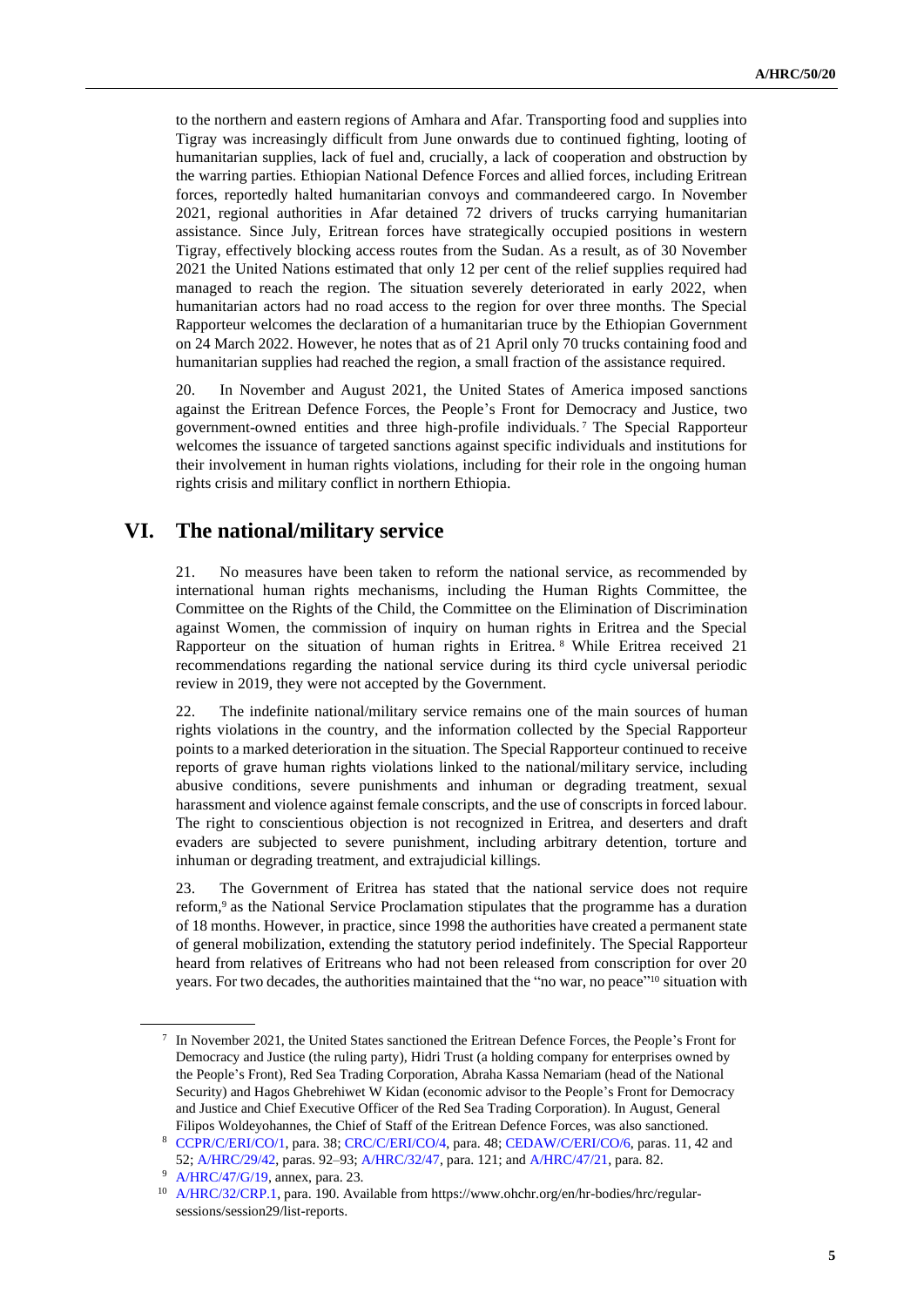to the northern and eastern regions of Amhara and Afar. Transporting food and supplies into Tigray was increasingly difficult from June onwards due to continued fighting, looting of humanitarian supplies, lack of fuel and, crucially, a lack of cooperation and obstruction by the warring parties. Ethiopian National Defence Forces and allied forces, including Eritrean forces, reportedly halted humanitarian convoys and commandeered cargo. In November 2021, regional authorities in Afar detained 72 drivers of trucks carrying humanitarian assistance. Since July, Eritrean forces have strategically occupied positions in western Tigray, effectively blocking access routes from the Sudan. As a result, as of 30 November 2021 the United Nations estimated that only 12 per cent of the relief supplies required had managed to reach the region. The situation severely deteriorated in early 2022, when humanitarian actors had no road access to the region for over three months. The Special Rapporteur welcomes the declaration of a humanitarian truce by the Ethiopian Government on 24 March 2022. However, he notes that as of 21 April only 70 trucks containing food and humanitarian supplies had reached the region, a small fraction of the assistance required.

20. In November and August 2021, the United States of America imposed sanctions against the Eritrean Defence Forces, the People's Front for Democracy and Justice, two government-owned entities and three high-profile individuals.[7] The Special Rapporteur welcomes the issuance of targeted sanctions against specific individuals and institutions for their involvement in human rights violations, including for their role in the ongoing human rights crisis and military conflict in northern Ethiopia.

## VI. The national/military service

21. No measures have been taken to reform the national service, as recommended by international human rights mechanisms, including the Human Rights Committee, the Committee on the Rights of the Child, the Committee on the Elimination of Discrimination against Women, the commission of inquiry on human rights in Eritrea and the Special Rapporteur on the situation of human rights in Eritrea.[8] While Eritrea received 21 recommendations regarding the national service during its third cycle universal periodic review in 2019, they were not accepted by the Government.

22. The indefinite national/military service remains one of the main sources of human rights violations in the country, and the information collected by the Special Rapporteur points to a marked deterioration in the situation. The Special Rapporteur continued to receive reports of grave human rights violations linked to the national/military service, including abusive conditions, severe punishments and inhuman or degrading treatment, sexual harassment and violence against female conscripts, and the use of conscripts in forced labour. The right to conscientious objection is not recognized in Eritrea, and deserters and draft evaders are subjected to severe punishment, including arbitrary detention, torture and inhuman or degrading treatment, and extrajudicial killings.

23. The Government of Eritrea has stated that the national service does not require reform,[9] as the National Service Proclamation stipulates that the programme has a duration of 18 months. However, in practice, since 1998 the authorities have created a permanent state of general mobilization, extending the statutory period indefinitely. The Special Rapporteur heard from relatives of Eritreans who had not been released from conscription for over 20 years. For two decades, the authorities maintained that the "no war, no peace"[10] situation with

---

[7] In November 2021, the United States sanctioned the Eritrean Defence Forces, the People's Front for Democracy and Justice (the ruling party), Hidri Trust (a holding company for enterprises owned by the People's Front), Red Sea Trading Corporation, Abraha Kassa Nemariam (head of the National Security) and Hagos Ghebrehiwet W Kidan (economic advisor to the People's Front for Democracy and Justice and Chief Executive Officer of the Red Sea Trading Corporation). In August, General Filipos Woldeyohannes, the Chief of Staff of the Eritrean Defence Forces, was also sanctioned.

[8] CCPR/C/ERI/CO/1, para. 38; CRC/C/ERI/CO/4, para. 48; CEDAW/C/ERI/CO/6, paras. 11, 42 and 52; A/HRC/29/42, paras. 92–93; A/HRC/32/47, para. 121; and A/HRC/47/21, para. 82.

[9] A/HRC/47/G/19, annex, para. 23.

[10] A/HRC/32/CRP.1, para. 190. Available from https://www.ohchr.org/en/hr-bodies/hrc/regular-sessions/session29/list-reports.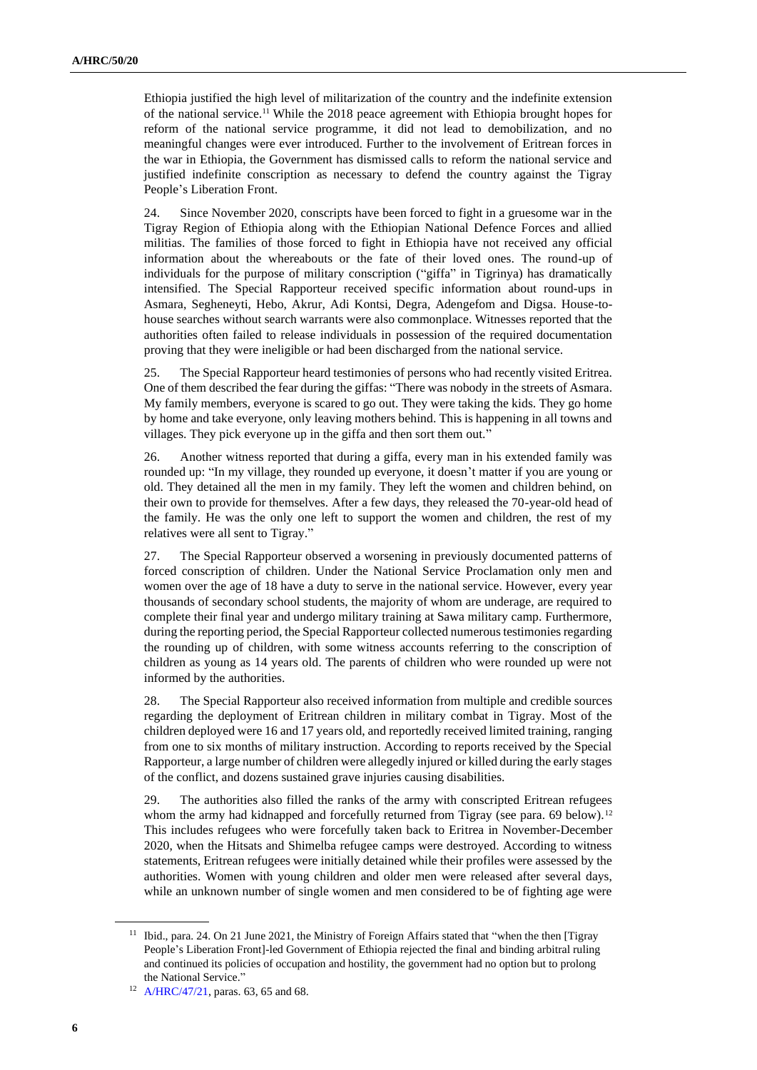Ethiopia justified the high level of militarization of the country and the indefinite extension of the national service.[11] While the 2018 peace agreement with Ethiopia brought hopes for reform of the national service programme, it did not lead to demobilization, and no meaningful changes were ever introduced. Further to the involvement of Eritrean forces in the war in Ethiopia, the Government has dismissed calls to reform the national service and justified indefinite conscription as necessary to defend the country against the Tigray People's Liberation Front.

24. Since November 2020, conscripts have been forced to fight in a gruesome war in the Tigray Region of Ethiopia along with the Ethiopian National Defence Forces and allied militias. The families of those forced to fight in Ethiopia have not received any official information about the whereabouts or the fate of their loved ones. The round-up of individuals for the purpose of military conscription ("giffa" in Tigrinya) has dramatically intensified. The Special Rapporteur received specific information about round-ups in Asmara, Segheneyti, Hebo, Akrur, Adi Kontsi, Degra, Adengefom and Digsa. House-to-house searches without search warrants were also commonplace. Witnesses reported that the authorities often failed to release individuals in possession of the required documentation proving that they were ineligible or had been discharged from the national service.

25. The Special Rapporteur heard testimonies of persons who had recently visited Eritrea. One of them described the fear during the giffas: "There was nobody in the streets of Asmara. My family members, everyone is scared to go out. They were taking the kids. They go home by home and take everyone, only leaving mothers behind. This is happening in all towns and villages. They pick everyone up in the giffa and then sort them out."

26. Another witness reported that during a giffa, every man in his extended family was rounded up: "In my village, they rounded up everyone, it doesn't matter if you are young or old. They detained all the men in my family. They left the women and children behind, on their own to provide for themselves. After a few days, they released the 70-year-old head of the family. He was the only one left to support the women and children, the rest of my relatives were all sent to Tigray."

27. The Special Rapporteur observed a worsening in previously documented patterns of forced conscription of children. Under the National Service Proclamation only men and women over the age of 18 have a duty to serve in the national service. However, every year thousands of secondary school students, the majority of whom are underage, are required to complete their final year and undergo military training at Sawa military camp. Furthermore, during the reporting period, the Special Rapporteur collected numerous testimonies regarding the rounding up of children, with some witness accounts referring to the conscription of children as young as 14 years old. The parents of children who were rounded up were not informed by the authorities.

28. The Special Rapporteur also received information from multiple and credible sources regarding the deployment of Eritrean children in military combat in Tigray. Most of the children deployed were 16 and 17 years old, and reportedly received limited training, ranging from one to six months of military instruction. According to reports received by the Special Rapporteur, a large number of children were allegedly injured or killed during the early stages of the conflict, and dozens sustained grave injuries causing disabilities.

29. The authorities also filled the ranks of the army with conscripted Eritrean refugees whom the army had kidnapped and forcefully returned from Tigray (see para. 69 below).[12] This includes refugees who were forcefully taken back to Eritrea in November-December 2020, when the Hitsats and Shimelba refugee camps were destroyed. According to witness statements, Eritrean refugees were initially detained while their profiles were assessed by the authorities. Women with young children and older men were released after several days, while an unknown number of single women and men considered to be of fighting age were

[11] Ibid., para. 24. On 21 June 2021, the Ministry of Foreign Affairs stated that "when the then [Tigray People's Liberation Front]-led Government of Ethiopia rejected the final and binding arbitral ruling and continued its policies of occupation and hostility, the government had no option but to prolong the National Service."

[12] A/HRC/47/21, paras. 63, 65 and 68.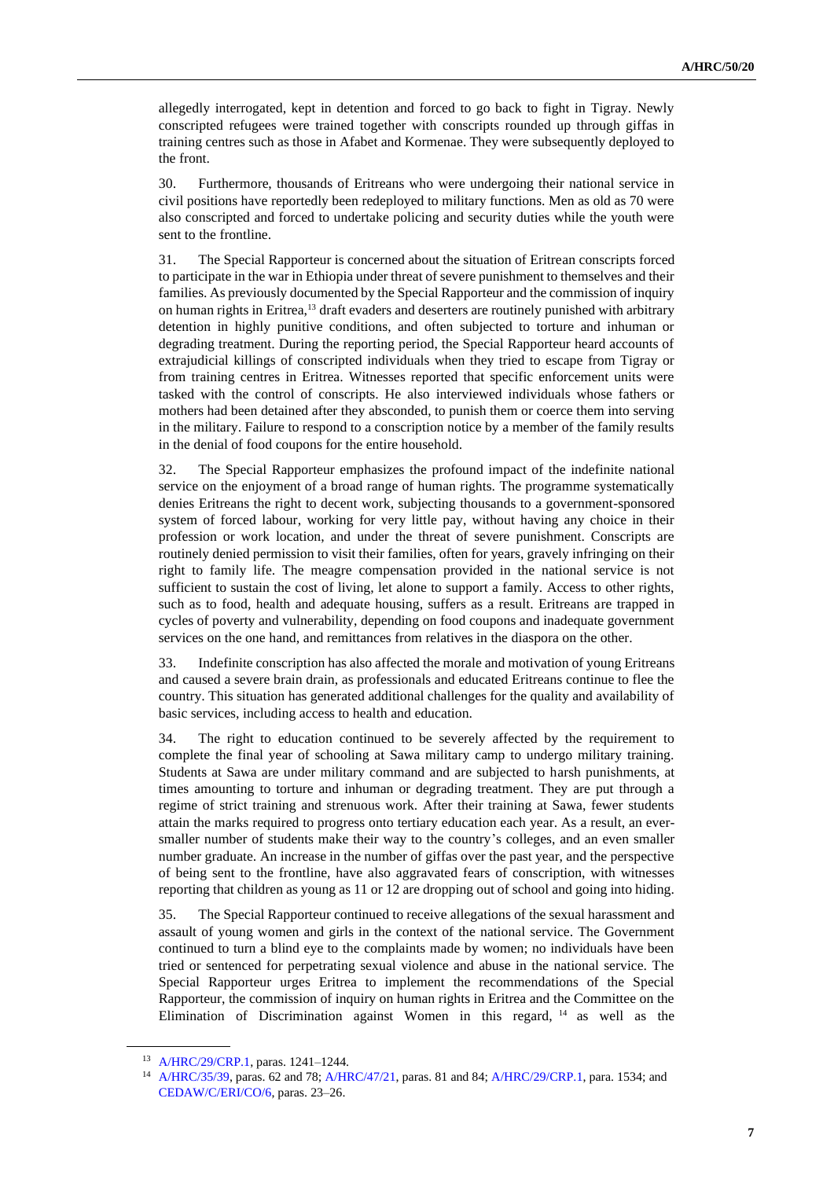allegedly interrogated, kept in detention and forced to go back to fight in Tigray. Newly conscripted refugees were trained together with conscripts rounded up through giffas in training centres such as those in Afabet and Kormenae. They were subsequently deployed to the front.

30. Furthermore, thousands of Eritreans who were undergoing their national service in civil positions have reportedly been redeployed to military functions. Men as old as 70 were also conscripted and forced to undertake policing and security duties while the youth were sent to the frontline.

31. The Special Rapporteur is concerned about the situation of Eritrean conscripts forced to participate in the war in Ethiopia under threat of severe punishment to themselves and their families. As previously documented by the Special Rapporteur and the commission of inquiry on human rights in Eritrea,[13] draft evaders and deserters are routinely punished with arbitrary detention in highly punitive conditions, and often subjected to torture and inhuman or degrading treatment. During the reporting period, the Special Rapporteur heard accounts of extrajudicial killings of conscripted individuals when they tried to escape from Tigray or from training centres in Eritrea. Witnesses reported that specific enforcement units were tasked with the control of conscripts. He also interviewed individuals whose fathers or mothers had been detained after they absconded, to punish them or coerce them into serving in the military. Failure to respond to a conscription notice by a member of the family results in the denial of food coupons for the entire household.

32. The Special Rapporteur emphasizes the profound impact of the indefinite national service on the enjoyment of a broad range of human rights. The programme systematically denies Eritreans the right to decent work, subjecting thousands to a government-sponsored system of forced labour, working for very little pay, without having any choice in their profession or work location, and under the threat of severe punishment. Conscripts are routinely denied permission to visit their families, often for years, gravely infringing on their right to family life. The meagre compensation provided in the national service is not sufficient to sustain the cost of living, let alone to support a family. Access to other rights, such as to food, health and adequate housing, suffers as a result. Eritreans are trapped in cycles of poverty and vulnerability, depending on food coupons and inadequate government services on the one hand, and remittances from relatives in the diaspora on the other.

33. Indefinite conscription has also affected the morale and motivation of young Eritreans and caused a severe brain drain, as professionals and educated Eritreans continue to flee the country. This situation has generated additional challenges for the quality and availability of basic services, including access to health and education.

34. The right to education continued to be severely affected by the requirement to complete the final year of schooling at Sawa military camp to undergo military training. Students at Sawa are under military command and are subjected to harsh punishments, at times amounting to torture and inhuman or degrading treatment. They are put through a regime of strict training and strenuous work. After their training at Sawa, fewer students attain the marks required to progress onto tertiary education each year. As a result, an ever-smaller number of students make their way to the country's colleges, and an even smaller number graduate. An increase in the number of giffas over the past year, and the perspective of being sent to the frontline, have also aggravated fears of conscription, with witnesses reporting that children as young as 11 or 12 are dropping out of school and going into hiding.

35. The Special Rapporteur continued to receive allegations of the sexual harassment and assault of young women and girls in the context of the national service. The Government continued to turn a blind eye to the complaints made by women; no individuals have been tried or sentenced for perpetrating sexual violence and abuse in the national service. The Special Rapporteur urges Eritrea to implement the recommendations of the Special Rapporteur, the commission of inquiry on human rights in Eritrea and the Committee on the Elimination of Discrimination against Women in this regard,[14] as well as the

---

[13] A/HRC/29/CRP.1, paras. 1241–1244.

[14] A/HRC/35/39, paras. 62 and 78; A/HRC/47/21, paras. 81 and 84; A/HRC/29/CRP.1, para. 1534; and CEDAW/C/ERI/CO/6, paras. 23–26.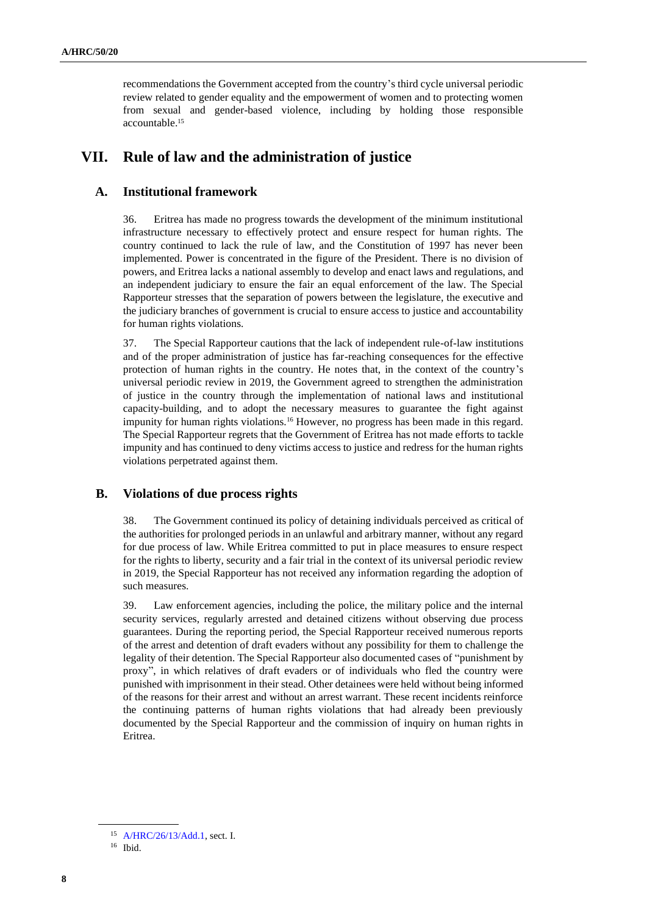recommendations the Government accepted from the country's third cycle universal periodic review related to gender equality and the empowerment of women and to protecting women from sexual and gender-based violence, including by holding those responsible accountable.[15]

# VII. Rule of law and the administration of justice

## A. Institutional framework

36. Eritrea has made no progress towards the development of the minimum institutional infrastructure necessary to effectively protect and ensure respect for human rights. The country continued to lack the rule of law, and the Constitution of 1997 has never been implemented. Power is concentrated in the figure of the President. There is no division of powers, and Eritrea lacks a national assembly to develop and enact laws and regulations, and an independent judiciary to ensure the fair an equal enforcement of the law. The Special Rapporteur stresses that the separation of powers between the legislature, the executive and the judiciary branches of government is crucial to ensure access to justice and accountability for human rights violations.

37. The Special Rapporteur cautions that the lack of independent rule-of-law institutions and of the proper administration of justice has far-reaching consequences for the effective protection of human rights in the country. He notes that, in the context of the country's universal periodic review in 2019, the Government agreed to strengthen the administration of justice in the country through the implementation of national laws and institutional capacity-building, and to adopt the necessary measures to guarantee the fight against impunity for human rights violations.[16] However, no progress has been made in this regard. The Special Rapporteur regrets that the Government of Eritrea has not made efforts to tackle impunity and has continued to deny victims access to justice and redress for the human rights violations perpetrated against them.

## B. Violations of due process rights

38. The Government continued its policy of detaining individuals perceived as critical of the authorities for prolonged periods in an unlawful and arbitrary manner, without any regard for due process of law. While Eritrea committed to put in place measures to ensure respect for the rights to liberty, security and a fair trial in the context of its universal periodic review in 2019, the Special Rapporteur has not received any information regarding the adoption of such measures.

39. Law enforcement agencies, including the police, the military police and the internal security services, regularly arrested and detained citizens without observing due process guarantees. During the reporting period, the Special Rapporteur received numerous reports of the arrest and detention of draft evaders without any possibility for them to challenge the legality of their detention. The Special Rapporteur also documented cases of "punishment by proxy", in which relatives of draft evaders or of individuals who fled the country were punished with imprisonment in their stead. Other detainees were held without being informed of the reasons for their arrest and without an arrest warrant. These recent incidents reinforce the continuing patterns of human rights violations that had already been previously documented by the Special Rapporteur and the commission of inquiry on human rights in Eritrea.

---

[15] A/HRC/26/13/Add.1, sect. I.

[16] Ibid.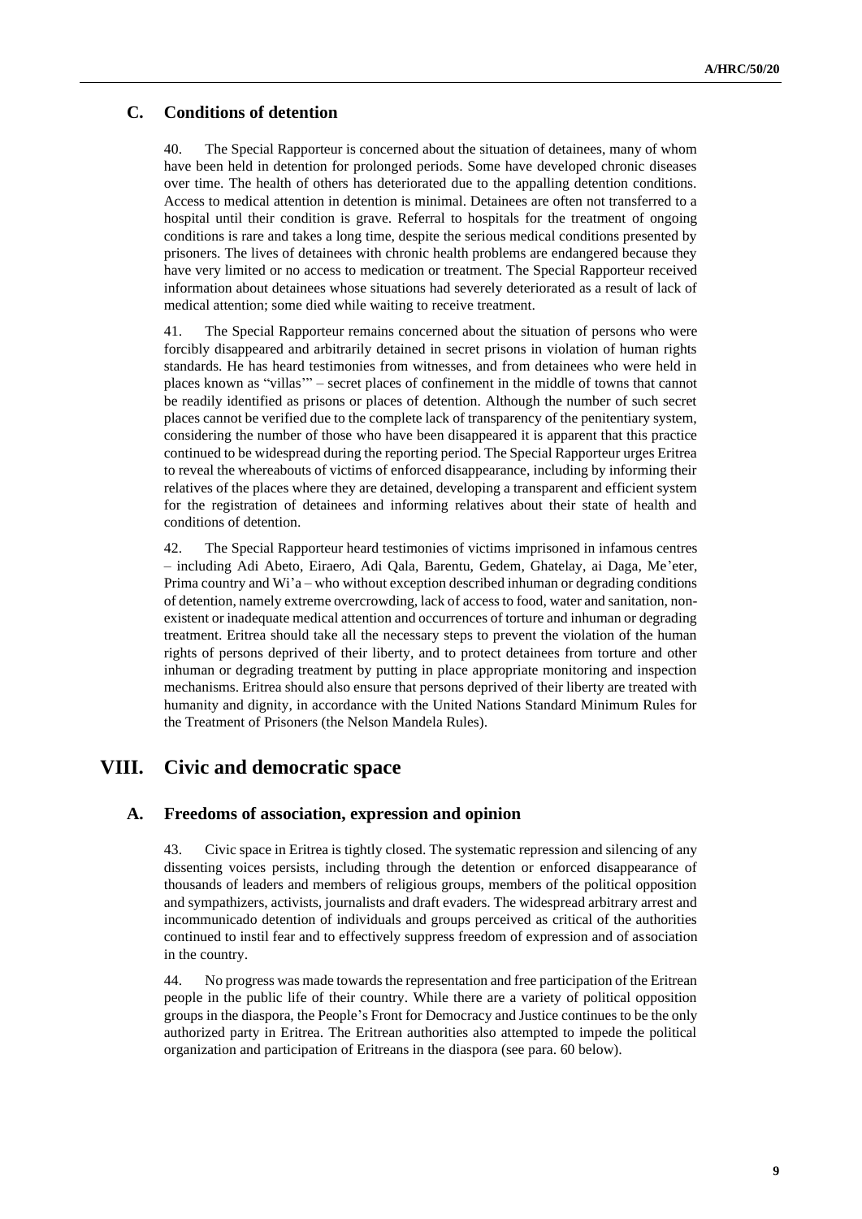### C. Conditions of detention

40. The Special Rapporteur is concerned about the situation of detainees, many of whom have been held in detention for prolonged periods. Some have developed chronic diseases over time. The health of others has deteriorated due to the appalling detention conditions. Access to medical attention in detention is minimal. Detainees are often not transferred to a hospital until their condition is grave. Referral to hospitals for the treatment of ongoing conditions is rare and takes a long time, despite the serious medical conditions presented by prisoners. The lives of detainees with chronic health problems are endangered because they have very limited or no access to medication or treatment. The Special Rapporteur received information about detainees whose situations had severely deteriorated as a result of lack of medical attention; some died while waiting to receive treatment.

41. The Special Rapporteur remains concerned about the situation of persons who were forcibly disappeared and arbitrarily detained in secret prisons in violation of human rights standards. He has heard testimonies from witnesses, and from detainees who were held in places known as "villas'" – secret places of confinement in the middle of towns that cannot be readily identified as prisons or places of detention. Although the number of such secret places cannot be verified due to the complete lack of transparency of the penitentiary system, considering the number of those who have been disappeared it is apparent that this practice continued to be widespread during the reporting period. The Special Rapporteur urges Eritrea to reveal the whereabouts of victims of enforced disappearance, including by informing their relatives of the places where they are detained, developing a transparent and efficient system for the registration of detainees and informing relatives about their state of health and conditions of detention.

42. The Special Rapporteur heard testimonies of victims imprisoned in infamous centres – including Adi Abeto, Eiraero, Adi Qala, Barentu, Gedem, Ghatelay, ai Daga, Me'eter, Prima country and Wi'a – who without exception described inhuman or degrading conditions of detention, namely extreme overcrowding, lack of access to food, water and sanitation, non-existent or inadequate medical attention and occurrences of torture and inhuman or degrading treatment. Eritrea should take all the necessary steps to prevent the violation of the human rights of persons deprived of their liberty, and to protect detainees from torture and other inhuman or degrading treatment by putting in place appropriate monitoring and inspection mechanisms. Eritrea should also ensure that persons deprived of their liberty are treated with humanity and dignity, in accordance with the United Nations Standard Minimum Rules for the Treatment of Prisoners (the Nelson Mandela Rules).

## VIII. Civic and democratic space

### A. Freedoms of association, expression and opinion

43. Civic space in Eritrea is tightly closed. The systematic repression and silencing of any dissenting voices persists, including through the detention or enforced disappearance of thousands of leaders and members of religious groups, members of the political opposition and sympathizers, activists, journalists and draft evaders. The widespread arbitrary arrest and incommunicado detention of individuals and groups perceived as critical of the authorities continued to instil fear and to effectively suppress freedom of expression and of association in the country.

44. No progress was made towards the representation and free participation of the Eritrean people in the public life of their country. While there are a variety of political opposition groups in the diaspora, the People's Front for Democracy and Justice continues to be the only authorized party in Eritrea. The Eritrean authorities also attempted to impede the political organization and participation of Eritreans in the diaspora (see para. 60 below).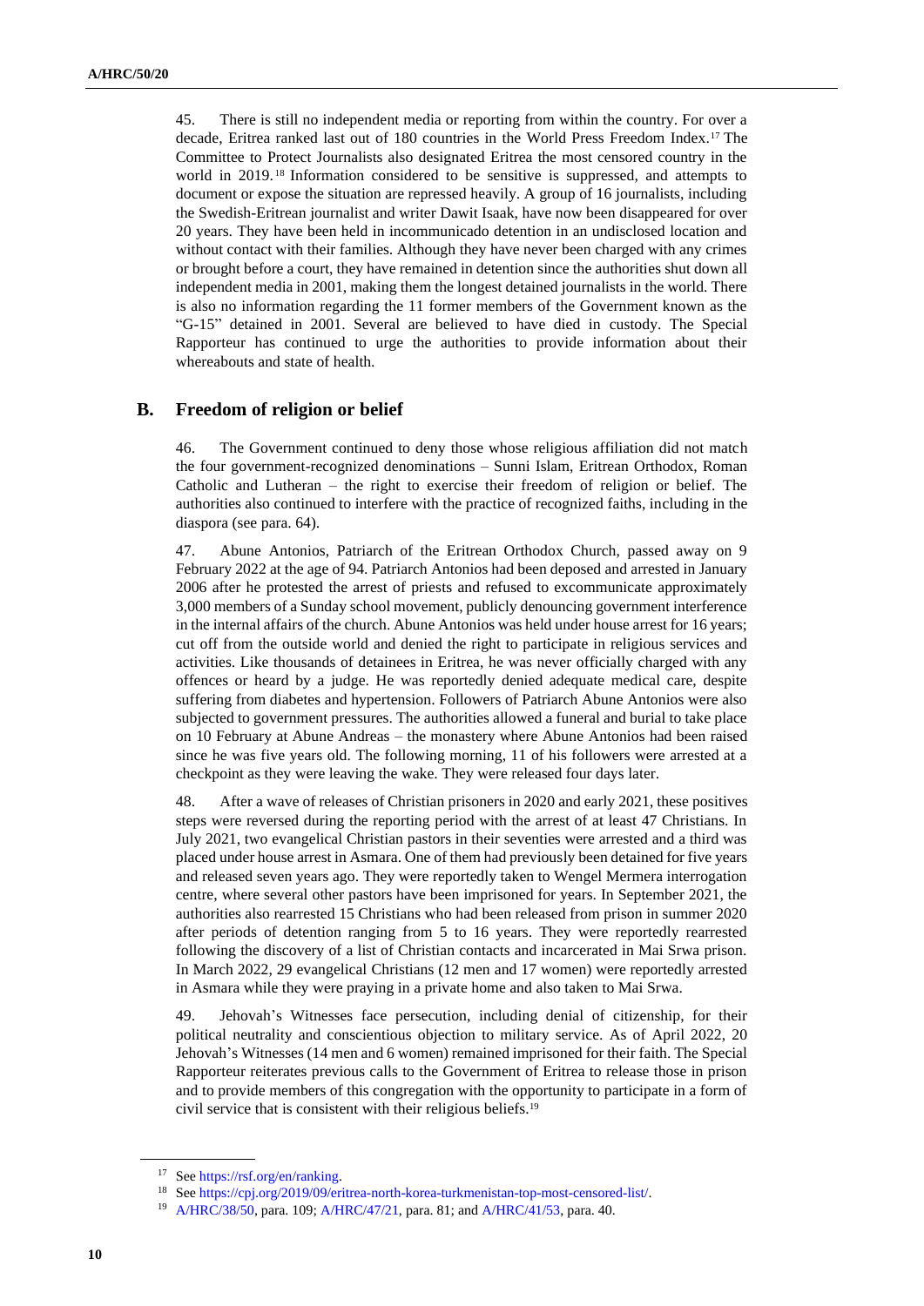45. There is still no independent media or reporting from within the country. For over a decade, Eritrea ranked last out of 180 countries in the World Press Freedom Index.[17] The Committee to Protect Journalists also designated Eritrea the most censored country in the world in 2019.[18] Information considered to be sensitive is suppressed, and attempts to document or expose the situation are repressed heavily. A group of 16 journalists, including the Swedish-Eritrean journalist and writer Dawit Isaak, have now been disappeared for over 20 years. They have been held in incommunicado detention in an undisclosed location and without contact with their families. Although they have never been charged with any crimes or brought before a court, they have remained in detention since the authorities shut down all independent media in 2001, making them the longest detained journalists in the world. There is also no information regarding the 11 former members of the Government known as the "G-15" detained in 2001. Several are believed to have died in custody. The Special Rapporteur has continued to urge the authorities to provide information about their whereabouts and state of health.

## B. Freedom of religion or belief

46. The Government continued to deny those whose religious affiliation did not match the four government-recognized denominations – Sunni Islam, Eritrean Orthodox, Roman Catholic and Lutheran – the right to exercise their freedom of religion or belief. The authorities also continued to interfere with the practice of recognized faiths, including in the diaspora (see para. 64).

47. Abune Antonios, Patriarch of the Eritrean Orthodox Church, passed away on 9 February 2022 at the age of 94. Patriarch Antonios had been deposed and arrested in January 2006 after he protested the arrest of priests and refused to excommunicate approximately 3,000 members of a Sunday school movement, publicly denouncing government interference in the internal affairs of the church. Abune Antonios was held under house arrest for 16 years; cut off from the outside world and denied the right to participate in religious services and activities. Like thousands of detainees in Eritrea, he was never officially charged with any offences or heard by a judge. He was reportedly denied adequate medical care, despite suffering from diabetes and hypertension. Followers of Patriarch Abune Antonios were also subjected to government pressures. The authorities allowed a funeral and burial to take place on 10 February at Abune Andreas – the monastery where Abune Antonios had been raised since he was five years old. The following morning, 11 of his followers were arrested at a checkpoint as they were leaving the wake. They were released four days later.

48. After a wave of releases of Christian prisoners in 2020 and early 2021, these positives steps were reversed during the reporting period with the arrest of at least 47 Christians. In July 2021, two evangelical Christian pastors in their seventies were arrested and a third was placed under house arrest in Asmara. One of them had previously been detained for five years and released seven years ago. They were reportedly taken to Wengel Mermera interrogation centre, where several other pastors have been imprisoned for years. In September 2021, the authorities also rearrested 15 Christians who had been released from prison in summer 2020 after periods of detention ranging from 5 to 16 years. They were reportedly rearrested following the discovery of a list of Christian contacts and incarcerated in Mai Srwa prison. In March 2022, 29 evangelical Christians (12 men and 17 women) were reportedly arrested in Asmara while they were praying in a private home and also taken to Mai Srwa.

49. Jehovah's Witnesses face persecution, including denial of citizenship, for their political neutrality and conscientious objection to military service. As of April 2022, 20 Jehovah's Witnesses (14 men and 6 women) remained imprisoned for their faith. The Special Rapporteur reiterates previous calls to the Government of Eritrea to release those in prison and to provide members of this congregation with the opportunity to participate in a form of civil service that is consistent with their religious beliefs.[19]

---

[17] See https://rsf.org/en/ranking.

[18] See https://cpj.org/2019/09/eritrea-north-korea-turkmenistan-top-most-censored-list/.

[19] A/HRC/38/50, para. 109; A/HRC/47/21, para. 81; and A/HRC/41/53, para. 40.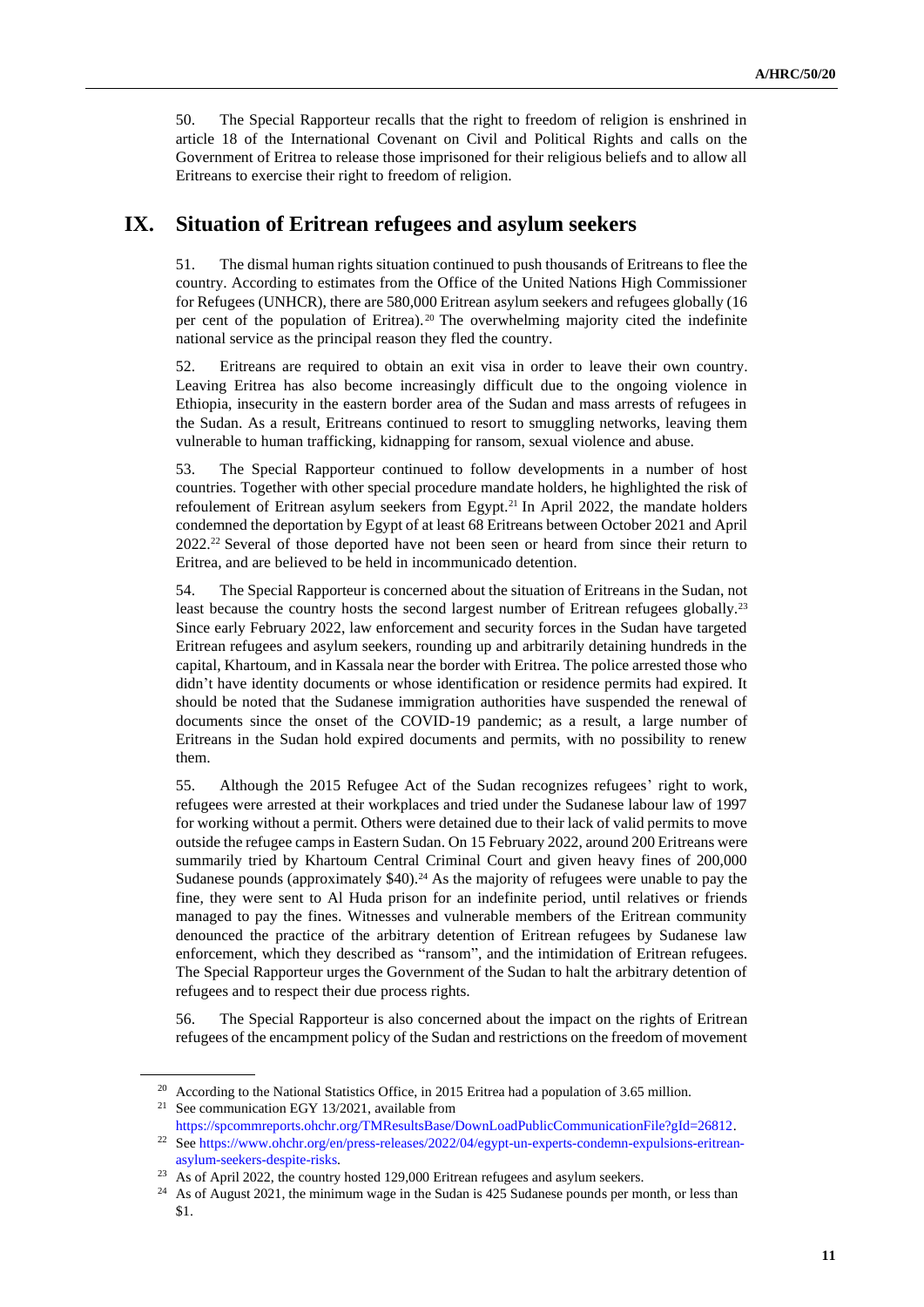50. The Special Rapporteur recalls that the right to freedom of religion is enshrined in article 18 of the International Covenant on Civil and Political Rights and calls on the Government of Eritrea to release those imprisoned for their religious beliefs and to allow all Eritreans to exercise their right to freedom of religion.

## IX. Situation of Eritrean refugees and asylum seekers

51. The dismal human rights situation continued to push thousands of Eritreans to flee the country. According to estimates from the Office of the United Nations High Commissioner for Refugees (UNHCR), there are 580,000 Eritrean asylum seekers and refugees globally (16 per cent of the population of Eritrea).[20] The overwhelming majority cited the indefinite national service as the principal reason they fled the country.

52. Eritreans are required to obtain an exit visa in order to leave their own country. Leaving Eritrea has also become increasingly difficult due to the ongoing violence in Ethiopia, insecurity in the eastern border area of the Sudan and mass arrests of refugees in the Sudan. As a result, Eritreans continued to resort to smuggling networks, leaving them vulnerable to human trafficking, kidnapping for ransom, sexual violence and abuse.

53. The Special Rapporteur continued to follow developments in a number of host countries. Together with other special procedure mandate holders, he highlighted the risk of refoulement of Eritrean asylum seekers from Egypt.[21] In April 2022, the mandate holders condemned the deportation by Egypt of at least 68 Eritreans between October 2021 and April 2022.[22] Several of those deported have not been seen or heard from since their return to Eritrea, and are believed to be held in incommunicado detention.

54. The Special Rapporteur is concerned about the situation of Eritreans in the Sudan, not least because the country hosts the second largest number of Eritrean refugees globally.[23] Since early February 2022, law enforcement and security forces in the Sudan have targeted Eritrean refugees and asylum seekers, rounding up and arbitrarily detaining hundreds in the capital, Khartoum, and in Kassala near the border with Eritrea. The police arrested those who didn't have identity documents or whose identification or residence permits had expired. It should be noted that the Sudanese immigration authorities have suspended the renewal of documents since the onset of the COVID-19 pandemic; as a result, a large number of Eritreans in the Sudan hold expired documents and permits, with no possibility to renew them.

55. Although the 2015 Refugee Act of the Sudan recognizes refugees' right to work, refugees were arrested at their workplaces and tried under the Sudanese labour law of 1997 for working without a permit. Others were detained due to their lack of valid permits to move outside the refugee camps in Eastern Sudan. On 15 February 2022, around 200 Eritreans were summarily tried by Khartoum Central Criminal Court and given heavy fines of 200,000 Sudanese pounds (approximately $40).[24] As the majority of refugees were unable to pay the fine, they were sent to Al Huda prison for an indefinite period, until relatives or friends managed to pay the fines. Witnesses and vulnerable members of the Eritrean community denounced the practice of the arbitrary detention of Eritrean refugees by Sudanese law enforcement, which they described as "ransom", and the intimidation of Eritrean refugees. The Special Rapporteur urges the Government of the Sudan to halt the arbitrary detention of refugees and to respect their due process rights.

56. The Special Rapporteur is also concerned about the impact on the rights of Eritrean refugees of the encampment policy of the Sudan and restrictions on the freedom of movement

---

[20] According to the National Statistics Office, in 2015 Eritrea had a population of 3.65 million.

[21] See communication EGY 13/2021, available from https://spcommreports.ohchr.org/TMResultsBase/DownLoadPublicCommunicationFile?gId=26812.

[22] See https://www.ohchr.org/en/press-releases/2022/04/egypt-un-experts-condemn-expulsions-eritrean-asylum-seekers-despite-risks.

[23] As of April 2022, the country hosted 129,000 Eritrean refugees and asylum seekers.

[24] As of August 2021, the minimum wage in the Sudan is 425 Sudanese pounds per month, or less than $1.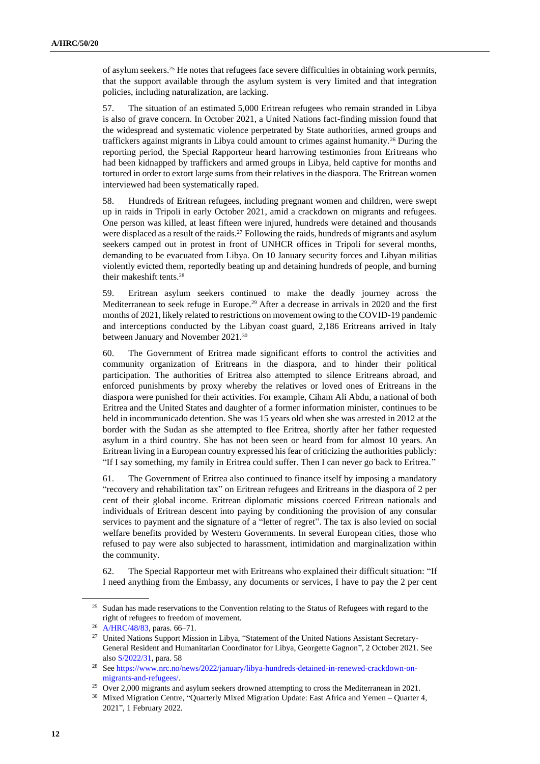of asylum seekers.[25] He notes that refugees face severe difficulties in obtaining work permits, that the support available through the asylum system is very limited and that integration policies, including naturalization, are lacking.

57. The situation of an estimated 5,000 Eritrean refugees who remain stranded in Libya is also of grave concern. In October 2021, a United Nations fact-finding mission found that the widespread and systematic violence perpetrated by State authorities, armed groups and traffickers against migrants in Libya could amount to crimes against humanity.[26] During the reporting period, the Special Rapporteur heard harrowing testimonies from Eritreans who had been kidnapped by traffickers and armed groups in Libya, held captive for months and tortured in order to extort large sums from their relatives in the diaspora. The Eritrean women interviewed had been systematically raped.

58. Hundreds of Eritrean refugees, including pregnant women and children, were swept up in raids in Tripoli in early October 2021, amid a crackdown on migrants and refugees. One person was killed, at least fifteen were injured, hundreds were detained and thousands were displaced as a result of the raids.[27] Following the raids, hundreds of migrants and asylum seekers camped out in protest in front of UNHCR offices in Tripoli for several months, demanding to be evacuated from Libya. On 10 January security forces and Libyan militias violently evicted them, reportedly beating up and detaining hundreds of people, and burning their makeshift tents.[28]

59. Eritrean asylum seekers continued to make the deadly journey across the Mediterranean to seek refuge in Europe.[29] After a decrease in arrivals in 2020 and the first months of 2021, likely related to restrictions on movement owing to the COVID-19 pandemic and interceptions conducted by the Libyan coast guard, 2,186 Eritreans arrived in Italy between January and November 2021.[30]

60. The Government of Eritrea made significant efforts to control the activities and community organization of Eritreans in the diaspora, and to hinder their political participation. The authorities of Eritrea also attempted to silence Eritreans abroad, and enforced punishments by proxy whereby the relatives or loved ones of Eritreans in the diaspora were punished for their activities. For example, Ciham Ali Abdu, a national of both Eritrea and the United States and daughter of a former information minister, continues to be held in incommunicado detention. She was 15 years old when she was arrested in 2012 at the border with the Sudan as she attempted to flee Eritrea, shortly after her father requested asylum in a third country. She has not been seen or heard from for almost 10 years. An Eritrean living in a European country expressed his fear of criticizing the authorities publicly: "If I say something, my family in Eritrea could suffer. Then I can never go back to Eritrea."

61. The Government of Eritrea also continued to finance itself by imposing a mandatory "recovery and rehabilitation tax" on Eritrean refugees and Eritreans in the diaspora of 2 per cent of their global income. Eritrean diplomatic missions coerced Eritrean nationals and individuals of Eritrean descent into paying by conditioning the provision of any consular services to payment and the signature of a "letter of regret". The tax is also levied on social welfare benefits provided by Western Governments. In several European cities, those who refused to pay were also subjected to harassment, intimidation and marginalization within the community.

62. The Special Rapporteur met with Eritreans who explained their difficult situation: "If I need anything from the Embassy, any documents or services, I have to pay the 2 per cent

---

[25] Sudan has made reservations to the Convention relating to the Status of Refugees with regard to the right of refugees to freedom of movement.

[26] A/HRC/48/83, paras. 66–71.

[27] United Nations Support Mission in Libya, "Statement of the United Nations Assistant Secretary-General Resident and Humanitarian Coordinator for Libya, Georgette Gagnon", 2 October 2021. See also S/2022/31, para. 58

[28] See https://www.nrc.no/news/2022/january/libya-hundreds-detained-in-renewed-crackdown-on-migrants-and-refugees/.

[29] Over 2,000 migrants and asylum seekers drowned attempting to cross the Mediterranean in 2021.

[30] Mixed Migration Centre, "Quarterly Mixed Migration Update: East Africa and Yemen – Quarter 4, 2021", 1 February 2022.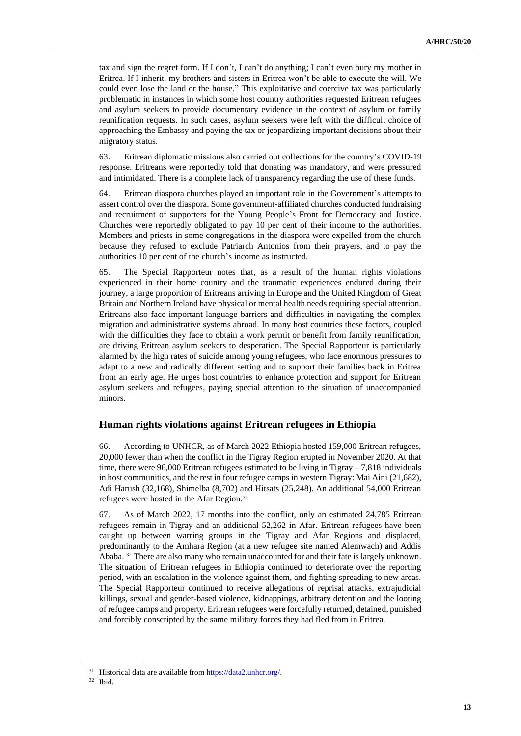tax and sign the regret form. If I don't, I can't do anything; I can't even bury my mother in Eritrea. If I inherit, my brothers and sisters in Eritrea won't be able to execute the will. We could even lose the land or the house." This exploitative and coercive tax was particularly problematic in instances in which some host country authorities requested Eritrean refugees and asylum seekers to provide documentary evidence in the context of asylum or family reunification requests. In such cases, asylum seekers were left with the difficult choice of approaching the Embassy and paying the tax or jeopardizing important decisions about their migratory status.

63. Eritrean diplomatic missions also carried out collections for the country's COVID-19 response. Eritreans were reportedly told that donating was mandatory, and were pressured and intimidated. There is a complete lack of transparency regarding the use of these funds.

64. Eritrean diaspora churches played an important role in the Government's attempts to assert control over the diaspora. Some government-affiliated churches conducted fundraising and recruitment of supporters for the Young People's Front for Democracy and Justice. Churches were reportedly obligated to pay 10 per cent of their income to the authorities. Members and priests in some congregations in the diaspora were expelled from the church because they refused to exclude Patriarch Antonios from their prayers, and to pay the authorities 10 per cent of the church's income as instructed.

65. The Special Rapporteur notes that, as a result of the human rights violations experienced in their home country and the traumatic experiences endured during their journey, a large proportion of Eritreans arriving in Europe and the United Kingdom of Great Britain and Northern Ireland have physical or mental health needs requiring special attention. Eritreans also face important language barriers and difficulties in navigating the complex migration and administrative systems abroad. In many host countries these factors, coupled with the difficulties they face to obtain a work permit or benefit from family reunification, are driving Eritrean asylum seekers to desperation. The Special Rapporteur is particularly alarmed by the high rates of suicide among young refugees, who face enormous pressures to adapt to a new and radically different setting and to support their families back in Eritrea from an early age. He urges host countries to enhance protection and support for Eritrean asylum seekers and refugees, paying special attention to the situation of unaccompanied minors.

## Human rights violations against Eritrean refugees in Ethiopia

66. According to UNHCR, as of March 2022 Ethiopia hosted 159,000 Eritrean refugees, 20,000 fewer than when the conflict in the Tigray Region erupted in November 2020. At that time, there were 96,000 Eritrean refugees estimated to be living in Tigray – 7,818 individuals in host communities, and the rest in four refugee camps in western Tigray: Mai Aini (21,682), Adi Harush (32,168), Shimelba (8,702) and Hitsats (25,248). An additional 54,000 Eritrean refugees were hosted in the Afar Region.[31]

67. As of March 2022, 17 months into the conflict, only an estimated 24,785 Eritrean refugees remain in Tigray and an additional 52,262 in Afar. Eritrean refugees have been caught up between warring groups in the Tigray and Afar Regions and displaced, predominantly to the Amhara Region (at a new refugee site named Alemwach) and Addis Ababa.[32] There are also many who remain unaccounted for and their fate is largely unknown. The situation of Eritrean refugees in Ethiopia continued to deteriorate over the reporting period, with an escalation in the violence against them, and fighting spreading to new areas. The Special Rapporteur continued to receive allegations of reprisal attacks, extrajudicial killings, sexual and gender-based violence, kidnappings, arbitrary detention and the looting of refugee camps and property. Eritrean refugees were forcefully returned, detained, punished and forcibly conscripted by the same military forces they had fled from in Eritrea.

[31] Historical data are available from https://data2.unhcr.org/.

[32] Ibid.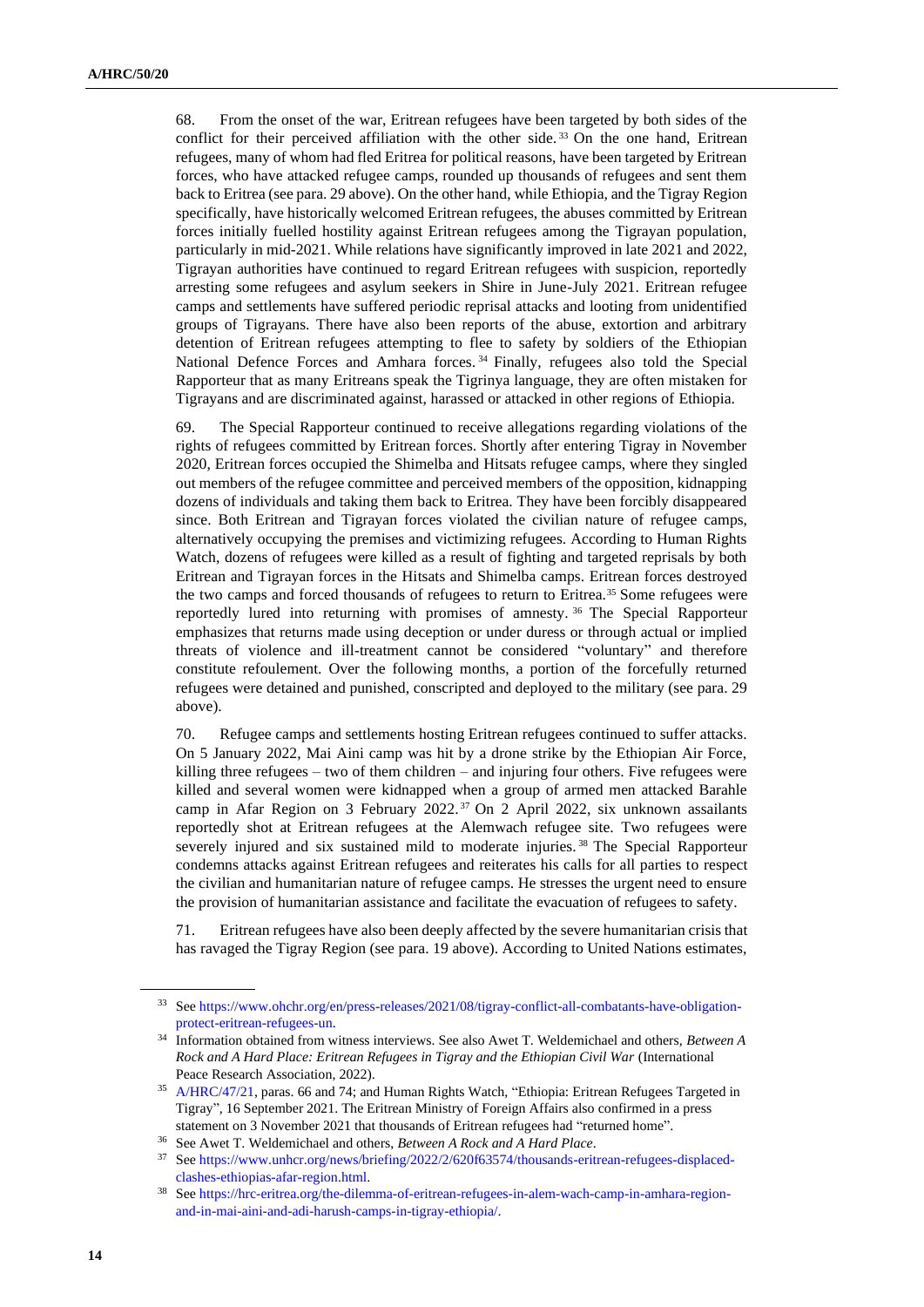68. From the onset of the war, Eritrean refugees have been targeted by both sides of the conflict for their perceived affiliation with the other side.[33] On the one hand, Eritrean refugees, many of whom had fled Eritrea for political reasons, have been targeted by Eritrean forces, who have attacked refugee camps, rounded up thousands of refugees and sent them back to Eritrea (see para. 29 above). On the other hand, while Ethiopia, and the Tigray Region specifically, have historically welcomed Eritrean refugees, the abuses committed by Eritrean forces initially fuelled hostility against Eritrean refugees among the Tigrayan population, particularly in mid-2021. While relations have significantly improved in late 2021 and 2022, Tigrayan authorities have continued to regard Eritrean refugees with suspicion, reportedly arresting some refugees and asylum seekers in Shire in June-July 2021. Eritrean refugee camps and settlements have suffered periodic reprisal attacks and looting from unidentified groups of Tigrayans. There have also been reports of the abuse, extortion and arbitrary detention of Eritrean refugees attempting to flee to safety by soldiers of the Ethiopian National Defence Forces and Amhara forces.[34] Finally, refugees also told the Special Rapporteur that as many Eritreans speak the Tigrinya language, they are often mistaken for Tigrayans and are discriminated against, harassed or attacked in other regions of Ethiopia.

69. The Special Rapporteur continued to receive allegations regarding violations of the rights of refugees committed by Eritrean forces. Shortly after entering Tigray in November 2020, Eritrean forces occupied the Shimelba and Hitsats refugee camps, where they singled out members of the refugee committee and perceived members of the opposition, kidnapping dozens of individuals and taking them back to Eritrea. They have been forcibly disappeared since. Both Eritrean and Tigrayan forces violated the civilian nature of refugee camps, alternatively occupying the premises and victimizing refugees. According to Human Rights Watch, dozens of refugees were killed as a result of fighting and targeted reprisals by both Eritrean and Tigrayan forces in the Hitsats and Shimelba camps. Eritrean forces destroyed the two camps and forced thousands of refugees to return to Eritrea.[35] Some refugees were reportedly lured into returning with promises of amnesty.[36] The Special Rapporteur emphasizes that returns made using deception or under duress or through actual or implied threats of violence and ill-treatment cannot be considered "voluntary" and therefore constitute refoulement. Over the following months, a portion of the forcefully returned refugees were detained and punished, conscripted and deployed to the military (see para. 29 above).

70. Refugee camps and settlements hosting Eritrean refugees continued to suffer attacks. On 5 January 2022, Mai Aini camp was hit by a drone strike by the Ethiopian Air Force, killing three refugees – two of them children – and injuring four others. Five refugees were killed and several women were kidnapped when a group of armed men attacked Barahle camp in Afar Region on 3 February 2022.[37] On 2 April 2022, six unknown assailants reportedly shot at Eritrean refugees at the Alemwach refugee site. Two refugees were severely injured and six sustained mild to moderate injuries.[38] The Special Rapporteur condemns attacks against Eritrean refugees and reiterates his calls for all parties to respect the civilian and humanitarian nature of refugee camps. He stresses the urgent need to ensure the provision of humanitarian assistance and facilitate the evacuation of refugees to safety.

71. Eritrean refugees have also been deeply affected by the severe humanitarian crisis that has ravaged the Tigray Region (see para. 19 above). According to United Nations estimates,

---

[33] See https://www.ohchr.org/en/press-releases/2021/08/tigray-conflict-all-combatants-have-obligation-protect-eritrean-refugees-un.

[34] Information obtained from witness interviews. See also Awet T. Weldemichael and others, *Between A Rock and A Hard Place: Eritrean Refugees in Tigray and the Ethiopian Civil War* (International Peace Research Association, 2022).

[35] A/HRC/47/21, paras. 66 and 74; and Human Rights Watch, "Ethiopia: Eritrean Refugees Targeted in Tigray", 16 September 2021. The Eritrean Ministry of Foreign Affairs also confirmed in a press statement on 3 November 2021 that thousands of Eritrean refugees had "returned home".

[36] See Awet T. Weldemichael and others, *Between A Rock and A Hard Place*.

[37] See https://www.unhcr.org/news/briefing/2022/2/620f63574/thousands-eritrean-refugees-displaced-clashes-ethiopias-afar-region.html.

[38] See https://hrc-eritrea.org/the-dilemma-of-eritrean-refugees-in-alem-wach-camp-in-amhara-region-and-in-mai-aini-and-adi-harush-camps-in-tigray-ethiopia/.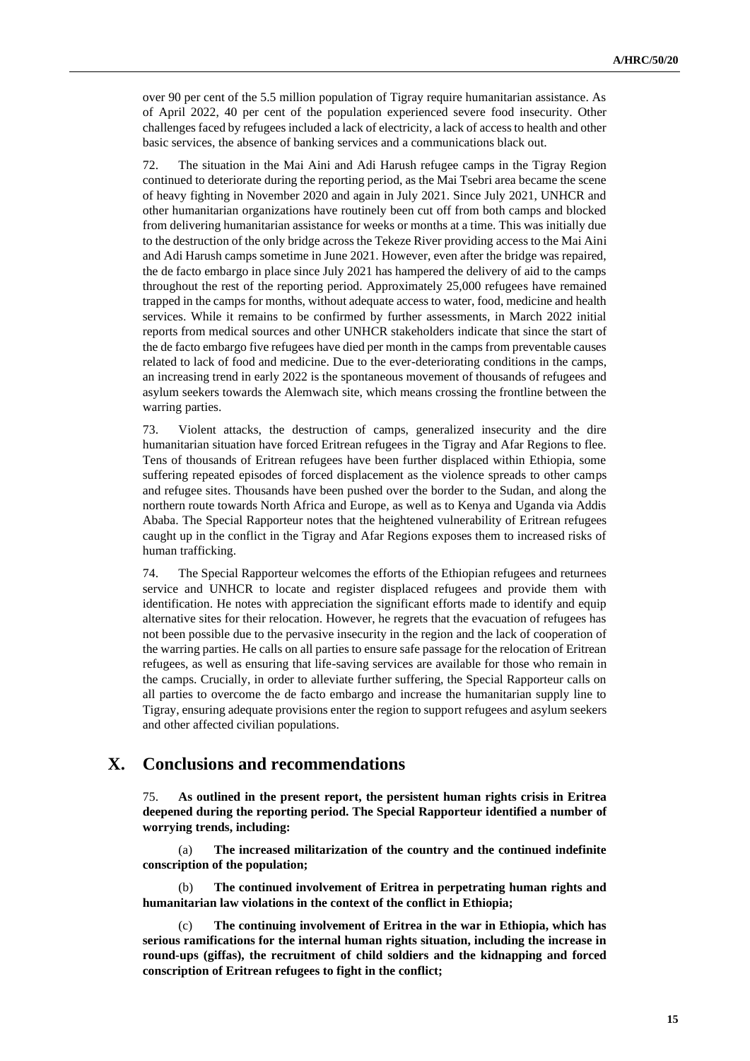over 90 per cent of the 5.5 million population of Tigray require humanitarian assistance. As of April 2022, 40 per cent of the population experienced severe food insecurity. Other challenges faced by refugees included a lack of electricity, a lack of access to health and other basic services, the absence of banking services and a communications black out.

72. The situation in the Mai Aini and Adi Harush refugee camps in the Tigray Region continued to deteriorate during the reporting period, as the Mai Tsebri area became the scene of heavy fighting in November 2020 and again in July 2021. Since July 2021, UNHCR and other humanitarian organizations have routinely been cut off from both camps and blocked from delivering humanitarian assistance for weeks or months at a time. This was initially due to the destruction of the only bridge across the Tekeze River providing access to the Mai Aini and Adi Harush camps sometime in June 2021. However, even after the bridge was repaired, the de facto embargo in place since July 2021 has hampered the delivery of aid to the camps throughout the rest of the reporting period. Approximately 25,000 refugees have remained trapped in the camps for months, without adequate access to water, food, medicine and health services. While it remains to be confirmed by further assessments, in March 2022 initial reports from medical sources and other UNHCR stakeholders indicate that since the start of the de facto embargo five refugees have died per month in the camps from preventable causes related to lack of food and medicine. Due to the ever-deteriorating conditions in the camps, an increasing trend in early 2022 is the spontaneous movement of thousands of refugees and asylum seekers towards the Alemwach site, which means crossing the frontline between the warring parties.

73. Violent attacks, the destruction of camps, generalized insecurity and the dire humanitarian situation have forced Eritrean refugees in the Tigray and Afar Regions to flee. Tens of thousands of Eritrean refugees have been further displaced within Ethiopia, some suffering repeated episodes of forced displacement as the violence spreads to other camps and refugee sites. Thousands have been pushed over the border to the Sudan, and along the northern route towards North Africa and Europe, as well as to Kenya and Uganda via Addis Ababa. The Special Rapporteur notes that the heightened vulnerability of Eritrean refugees caught up in the conflict in the Tigray and Afar Regions exposes them to increased risks of human trafficking.

74. The Special Rapporteur welcomes the efforts of the Ethiopian refugees and returnees service and UNHCR to locate and register displaced refugees and provide them with identification. He notes with appreciation the significant efforts made to identify and equip alternative sites for their relocation. However, he regrets that the evacuation of refugees has not been possible due to the pervasive insecurity in the region and the lack of cooperation of the warring parties. He calls on all parties to ensure safe passage for the relocation of Eritrean refugees, as well as ensuring that life-saving services are available for those who remain in the camps. Crucially, in order to alleviate further suffering, the Special Rapporteur calls on all parties to overcome the de facto embargo and increase the humanitarian supply line to Tigray, ensuring adequate provisions enter the region to support refugees and asylum seekers and other affected civilian populations.

# X. Conclusions and recommendations

75. **As outlined in the present report, the persistent human rights crisis in Eritrea deepened during the reporting period. The Special Rapporteur identified a number of worrying trends, including:**

(a) **The increased militarization of the country and the continued indefinite conscription of the population;**

(b) **The continued involvement of Eritrea in perpetrating human rights and humanitarian law violations in the context of the conflict in Ethiopia;**

(c) **The continuing involvement of Eritrea in the war in Ethiopia, which has serious ramifications for the internal human rights situation, including the increase in round-ups (giffas), the recruitment of child soldiers and the kidnapping and forced conscription of Eritrean refugees to fight in the conflict;**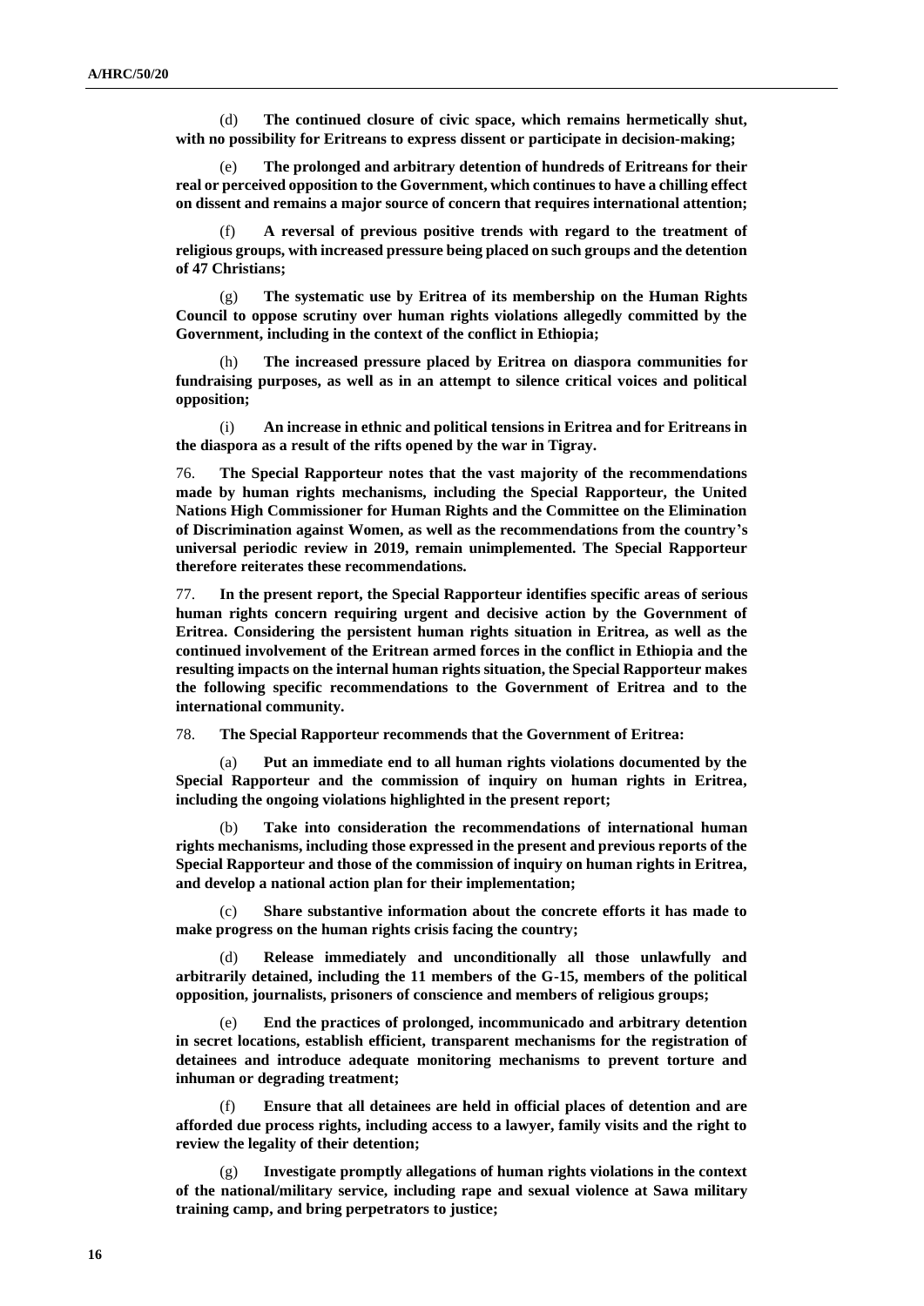(d) **The continued closure of civic space, which remains hermetically shut, with no possibility for Eritreans to express dissent or participate in decision-making;**

(e) **The prolonged and arbitrary detention of hundreds of Eritreans for their real or perceived opposition to the Government, which continues to have a chilling effect on dissent and remains a major source of concern that requires international attention;**

(f) **A reversal of previous positive trends with regard to the treatment of religious groups, with increased pressure being placed on such groups and the detention of 47 Christians;**

(g) **The systematic use by Eritrea of its membership on the Human Rights Council to oppose scrutiny over human rights violations allegedly committed by the Government, including in the context of the conflict in Ethiopia;**

(h) **The increased pressure placed by Eritrea on diaspora communities for fundraising purposes, as well as in an attempt to silence critical voices and political opposition;**

(i) **An increase in ethnic and political tensions in Eritrea and for Eritreans in the diaspora as a result of the rifts opened by the war in Tigray.**

76. **The Special Rapporteur notes that the vast majority of the recommendations made by human rights mechanisms, including the Special Rapporteur, the United Nations High Commissioner for Human Rights and the Committee on the Elimination of Discrimination against Women, as well as the recommendations from the country's universal periodic review in 2019, remain unimplemented. The Special Rapporteur therefore reiterates these recommendations.**

77. **In the present report, the Special Rapporteur identifies specific areas of serious human rights concern requiring urgent and decisive action by the Government of Eritrea. Considering the persistent human rights situation in Eritrea, as well as the continued involvement of the Eritrean armed forces in the conflict in Ethiopia and the resulting impacts on the internal human rights situation, the Special Rapporteur makes the following specific recommendations to the Government of Eritrea and to the international community.**

78. **The Special Rapporteur recommends that the Government of Eritrea:**

(a) **Put an immediate end to all human rights violations documented by the Special Rapporteur and the commission of inquiry on human rights in Eritrea, including the ongoing violations highlighted in the present report;**

(b) **Take into consideration the recommendations of international human rights mechanisms, including those expressed in the present and previous reports of the Special Rapporteur and those of the commission of inquiry on human rights in Eritrea, and develop a national action plan for their implementation;**

(c) **Share substantive information about the concrete efforts it has made to make progress on the human rights crisis facing the country;**

(d) **Release immediately and unconditionally all those unlawfully and arbitrarily detained, including the 11 members of the G-15, members of the political opposition, journalists, prisoners of conscience and members of religious groups;**

(e) **End the practices of prolonged, incommunicado and arbitrary detention in secret locations, establish efficient, transparent mechanisms for the registration of detainees and introduce adequate monitoring mechanisms to prevent torture and inhuman or degrading treatment;**

(f) **Ensure that all detainees are held in official places of detention and are afforded due process rights, including access to a lawyer, family visits and the right to review the legality of their detention;**

(g) **Investigate promptly allegations of human rights violations in the context of the national/military service, including rape and sexual violence at Sawa military training camp, and bring perpetrators to justice;**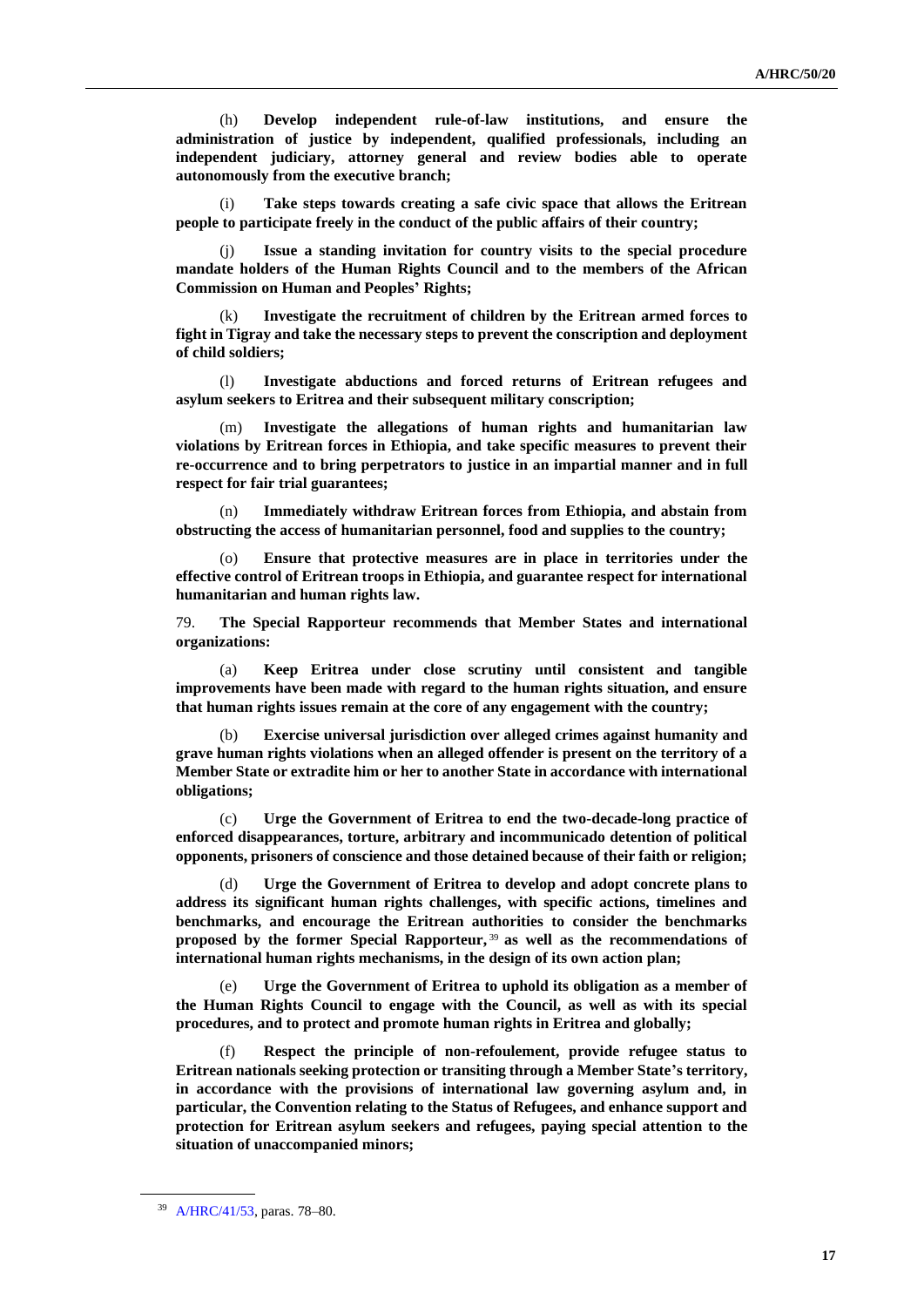(h) **Develop independent rule-of-law institutions, and ensure the administration of justice by independent, qualified professionals, including an independent judiciary, attorney general and review bodies able to operate autonomously from the executive branch;**

(i) **Take steps towards creating a safe civic space that allows the Eritrean people to participate freely in the conduct of the public affairs of their country;**

(j) **Issue a standing invitation for country visits to the special procedure mandate holders of the Human Rights Council and to the members of the African Commission on Human and Peoples' Rights;**

(k) **Investigate the recruitment of children by the Eritrean armed forces to fight in Tigray and take the necessary steps to prevent the conscription and deployment of child soldiers;**

(l) **Investigate abductions and forced returns of Eritrean refugees and asylum seekers to Eritrea and their subsequent military conscription;**

(m) **Investigate the allegations of human rights and humanitarian law violations by Eritrean forces in Ethiopia, and take specific measures to prevent their re-occurrence and to bring perpetrators to justice in an impartial manner and in full respect for fair trial guarantees;**

(n) **Immediately withdraw Eritrean forces from Ethiopia, and abstain from obstructing the access of humanitarian personnel, food and supplies to the country;**

(o) **Ensure that protective measures are in place in territories under the effective control of Eritrean troops in Ethiopia, and guarantee respect for international humanitarian and human rights law.**

79. **The Special Rapporteur recommends that Member States and international organizations:**

(a) **Keep Eritrea under close scrutiny until consistent and tangible improvements have been made with regard to the human rights situation, and ensure that human rights issues remain at the core of any engagement with the country;**

(b) **Exercise universal jurisdiction over alleged crimes against humanity and grave human rights violations when an alleged offender is present on the territory of a Member State or extradite him or her to another State in accordance with international obligations;**

(c) **Urge the Government of Eritrea to end the two-decade-long practice of enforced disappearances, torture, arbitrary and incommunicado detention of political opponents, prisoners of conscience and those detained because of their faith or religion;**

(d) **Urge the Government of Eritrea to develop and adopt concrete plans to address its significant human rights challenges, with specific actions, timelines and benchmarks, and encourage the Eritrean authorities to consider the benchmarks proposed by the former Special Rapporteur,**[39] **as well as the recommendations of international human rights mechanisms, in the design of its own action plan;**

(e) **Urge the Government of Eritrea to uphold its obligation as a member of the Human Rights Council to engage with the Council, as well as with its special procedures, and to protect and promote human rights in Eritrea and globally;**

(f) **Respect the principle of non-refoulement, provide refugee status to Eritrean nationals seeking protection or transiting through a Member State's territory, in accordance with the provisions of international law governing asylum and, in particular, the Convention relating to the Status of Refugees, and enhance support and protection for Eritrean asylum seekers and refugees, paying special attention to the situation of unaccompanied minors;**

---

[39] A/HRC/41/53, paras. 78–80.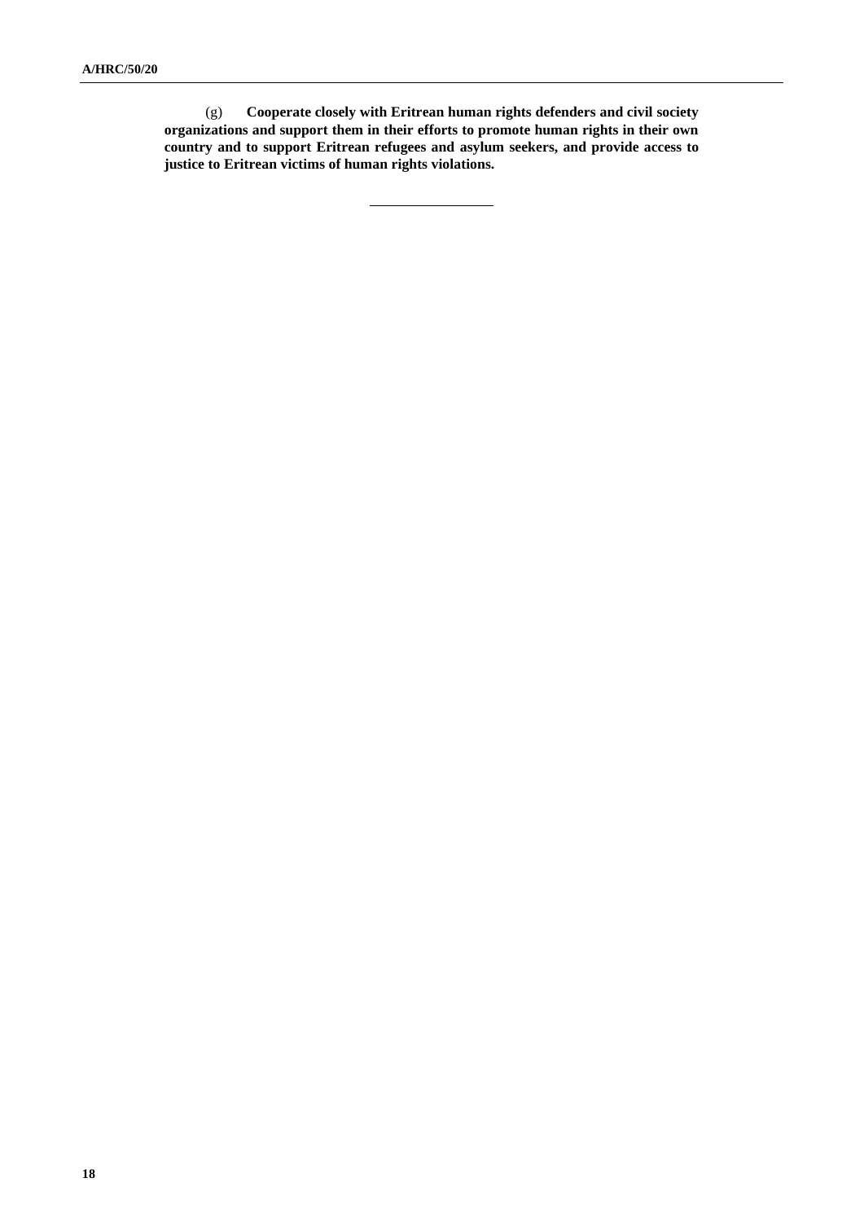(g) **Cooperate closely with Eritrean human rights defenders and civil society organizations and support them in their efforts to promote human rights in their own country and to support Eritrean refugees and asylum seekers, and provide access to justice to Eritrean victims of human rights violations.**